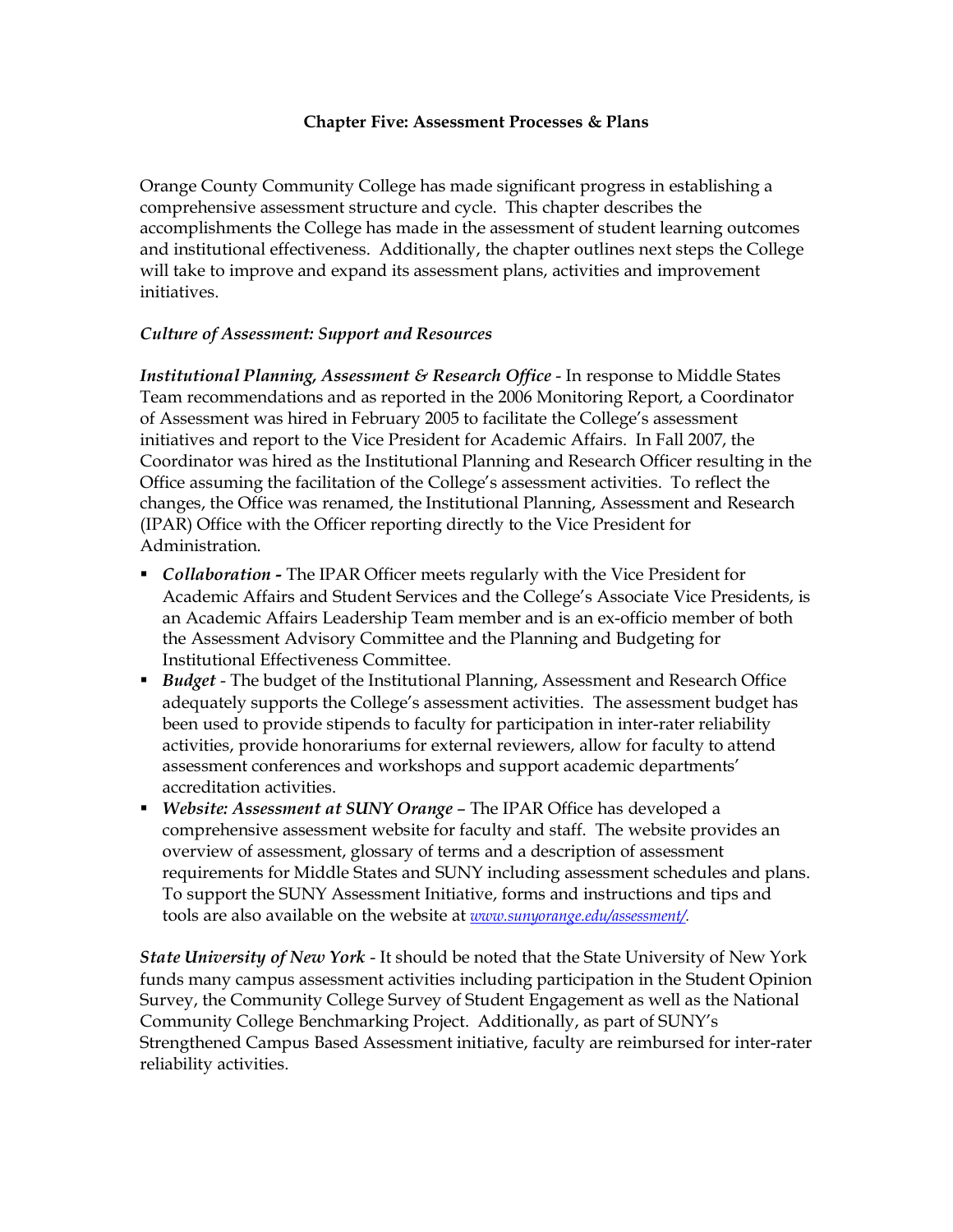# Chapter Five: Assessment Processes & Plans

Orange County Community College has made significant progress in establishing a comprehensive assessment structure and cycle. This chapter describes the accomplishments the College has made in the assessment of student learning outcomes and institutional effectiveness. Additionally, the chapter outlines next steps the College will take to improve and expand its assessment plans, activities and improvement initiatives.

## *Culture of Assessment: Support and Resources*

***Institutional Planning, Assessment & Research Office*** - In response to Middle States Team recommendations and as reported in the 2006 Monitoring Report, a Coordinator of Assessment was hired in February 2005 to facilitate the College's assessment initiatives and report to the Vice President for Academic Affairs. In Fall 2007, the Coordinator was hired as the Institutional Planning and Research Officer resulting in the Office assuming the facilitation of the College's assessment activities. To reflect the changes, the Office was renamed, the Institutional Planning, Assessment and Research (IPAR) Office with the Officer reporting directly to the Vice President for Administration.

- ***Collaboration -*** The IPAR Officer meets regularly with the Vice President for Academic Affairs and Student Services and the College's Associate Vice Presidents, is an Academic Affairs Leadership Team member and is an ex-officio member of both the Assessment Advisory Committee and the Planning and Budgeting for Institutional Effectiveness Committee.
- ***Budget*** - The budget of the Institutional Planning, Assessment and Research Office adequately supports the College's assessment activities. The assessment budget has been used to provide stipends to faculty for participation in inter-rater reliability activities, provide honorariums for external reviewers, allow for faculty to attend assessment conferences and workshops and support academic departments' accreditation activities.
- ***Website: Assessment at SUNY Orange*** – The IPAR Office has developed a comprehensive assessment website for faculty and staff. The website provides an overview of assessment, glossary of terms and a description of assessment requirements for Middle States and SUNY including assessment schedules and plans. To support the SUNY Assessment Initiative, forms and instructions and tips and tools are also available on the website at *www.sunyorange.edu/assessment/*.

***State University of New York*** - It should be noted that the State University of New York funds many campus assessment activities including participation in the Student Opinion Survey, the Community College Survey of Student Engagement as well as the National Community College Benchmarking Project. Additionally, as part of SUNY's Strengthened Campus Based Assessment initiative, faculty are reimbursed for inter-rater reliability activities.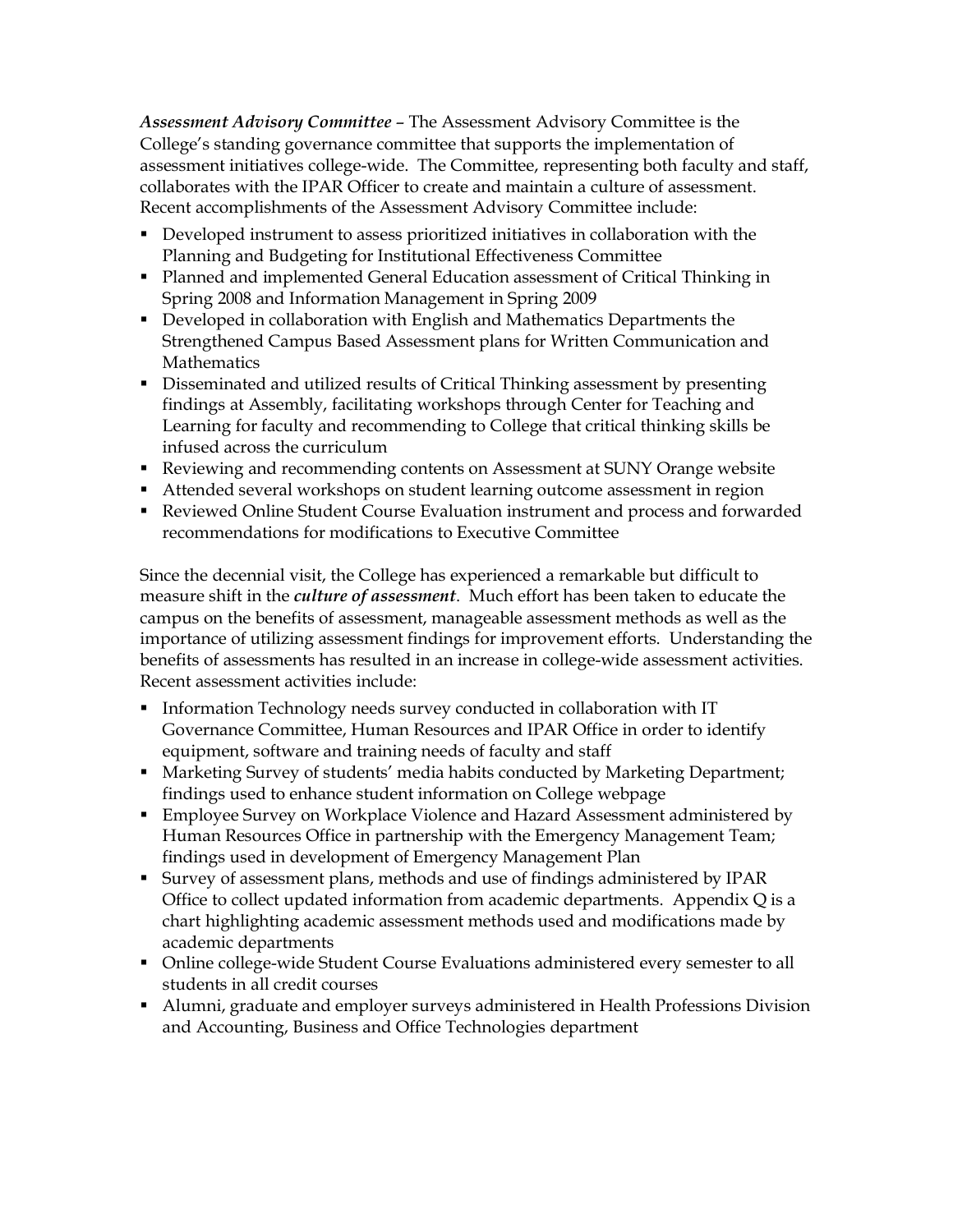***Assessment Advisory Committee*** – The Assessment Advisory Committee is the College's standing governance committee that supports the implementation of assessment initiatives college-wide. The Committee, representing both faculty and staff, collaborates with the IPAR Officer to create and maintain a culture of assessment. Recent accomplishments of the Assessment Advisory Committee include:

- Developed instrument to assess prioritized initiatives in collaboration with the Planning and Budgeting for Institutional Effectiveness Committee
- Planned and implemented General Education assessment of Critical Thinking in Spring 2008 and Information Management in Spring 2009
- Developed in collaboration with English and Mathematics Departments the Strengthened Campus Based Assessment plans for Written Communication and Mathematics
- Disseminated and utilized results of Critical Thinking assessment by presenting findings at Assembly, facilitating workshops through Center for Teaching and Learning for faculty and recommending to College that critical thinking skills be infused across the curriculum
- Reviewing and recommending contents on Assessment at SUNY Orange website
- Attended several workshops on student learning outcome assessment in region
- Reviewed Online Student Course Evaluation instrument and process and forwarded recommendations for modifications to Executive Committee

Since the decennial visit, the College has experienced a remarkable but difficult to measure shift in the ***culture of assessment***. Much effort has been taken to educate the campus on the benefits of assessment, manageable assessment methods as well as the importance of utilizing assessment findings for improvement efforts. Understanding the benefits of assessments has resulted in an increase in college-wide assessment activities. Recent assessment activities include:

- Information Technology needs survey conducted in collaboration with IT Governance Committee, Human Resources and IPAR Office in order to identify equipment, software and training needs of faculty and staff
- Marketing Survey of students' media habits conducted by Marketing Department; findings used to enhance student information on College webpage
- Employee Survey on Workplace Violence and Hazard Assessment administered by Human Resources Office in partnership with the Emergency Management Team; findings used in development of Emergency Management Plan
- Survey of assessment plans, methods and use of findings administered by IPAR Office to collect updated information from academic departments. Appendix Q is a chart highlighting academic assessment methods used and modifications made by academic departments
- Online college-wide Student Course Evaluations administered every semester to all students in all credit courses
- Alumni, graduate and employer surveys administered in Health Professions Division and Accounting, Business and Office Technologies department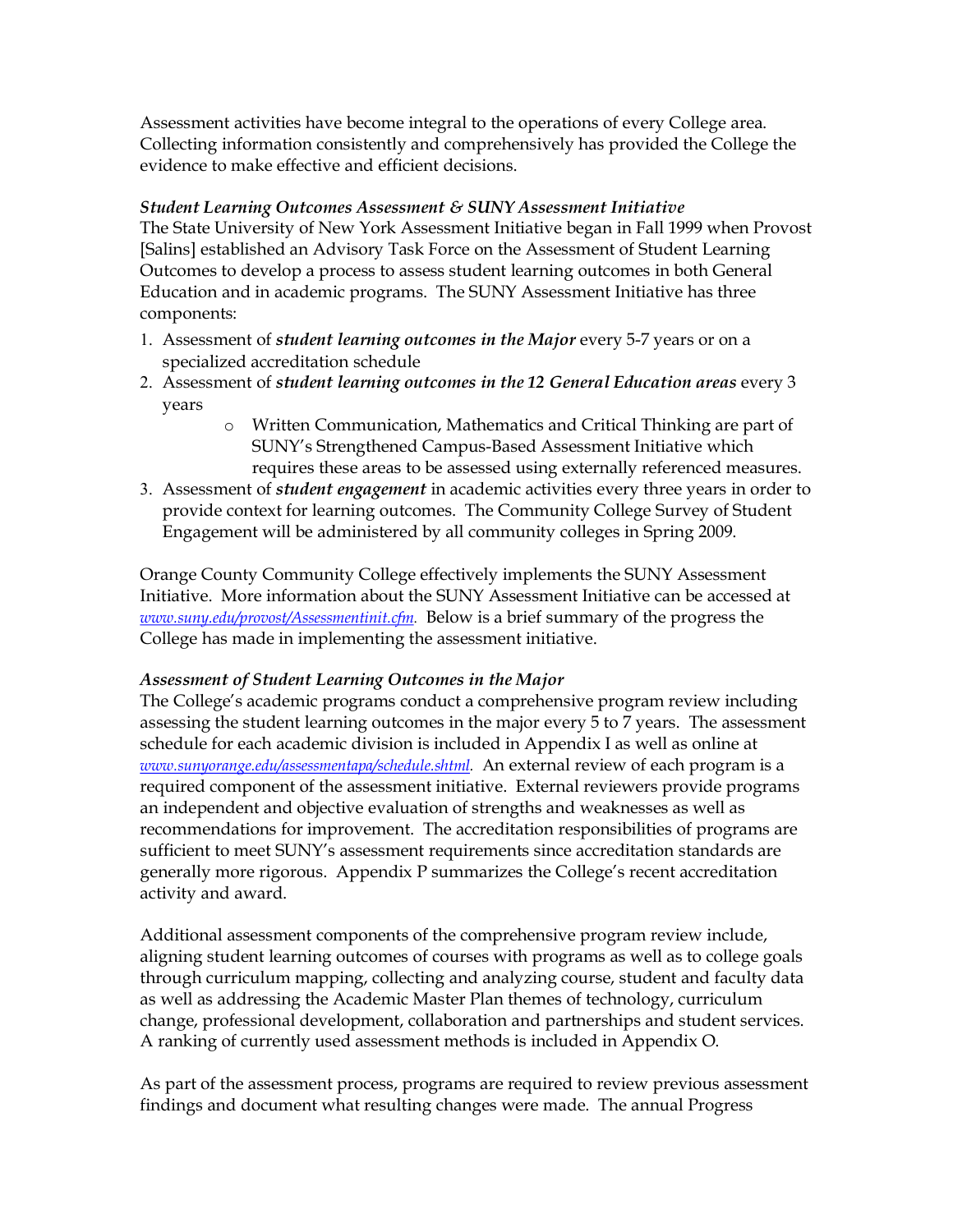Assessment activities have become integral to the operations of every College area. Collecting information consistently and comprehensively has provided the College the evidence to make effective and efficient decisions.

***Student Learning Outcomes Assessment & SUNY Assessment Initiative***

The State University of New York Assessment Initiative began in Fall 1999 when Provost [Salins] established an Advisory Task Force on the Assessment of Student Learning Outcomes to develop a process to assess student learning outcomes in both General Education and in academic programs. The SUNY Assessment Initiative has three components:

1. Assessment of ***student learning outcomes in the Major*** every 5-7 years or on a specialized accreditation schedule
2. Assessment of ***student learning outcomes in the 12 General Education areas*** every 3 years
    - Written Communication, Mathematics and Critical Thinking are part of SUNY's Strengthened Campus-Based Assessment Initiative which requires these areas to be assessed using externally referenced measures.
3. Assessment of ***student engagement*** in academic activities every three years in order to provide context for learning outcomes. The Community College Survey of Student Engagement will be administered by all community colleges in Spring 2009.

Orange County Community College effectively implements the SUNY Assessment Initiative. More information about the SUNY Assessment Initiative can be accessed at *www.suny.edu/provost/Assessmentinit.cfm.* Below is a brief summary of the progress the College has made in implementing the assessment initiative.

***Assessment of Student Learning Outcomes in the Major***

The College's academic programs conduct a comprehensive program review including assessing the student learning outcomes in the major every 5 to 7 years. The assessment schedule for each academic division is included in Appendix I as well as online at *www.sunyorange.edu/assessmentapa/schedule.shtml.* An external review of each program is a required component of the assessment initiative. External reviewers provide programs an independent and objective evaluation of strengths and weaknesses as well as recommendations for improvement. The accreditation responsibilities of programs are sufficient to meet SUNY's assessment requirements since accreditation standards are generally more rigorous. Appendix P summarizes the College's recent accreditation activity and award.

Additional assessment components of the comprehensive program review include, aligning student learning outcomes of courses with programs as well as to college goals through curriculum mapping, collecting and analyzing course, student and faculty data as well as addressing the Academic Master Plan themes of technology, curriculum change, professional development, collaboration and partnerships and student services. A ranking of currently used assessment methods is included in Appendix O.

As part of the assessment process, programs are required to review previous assessment findings and document what resulting changes were made. The annual Progress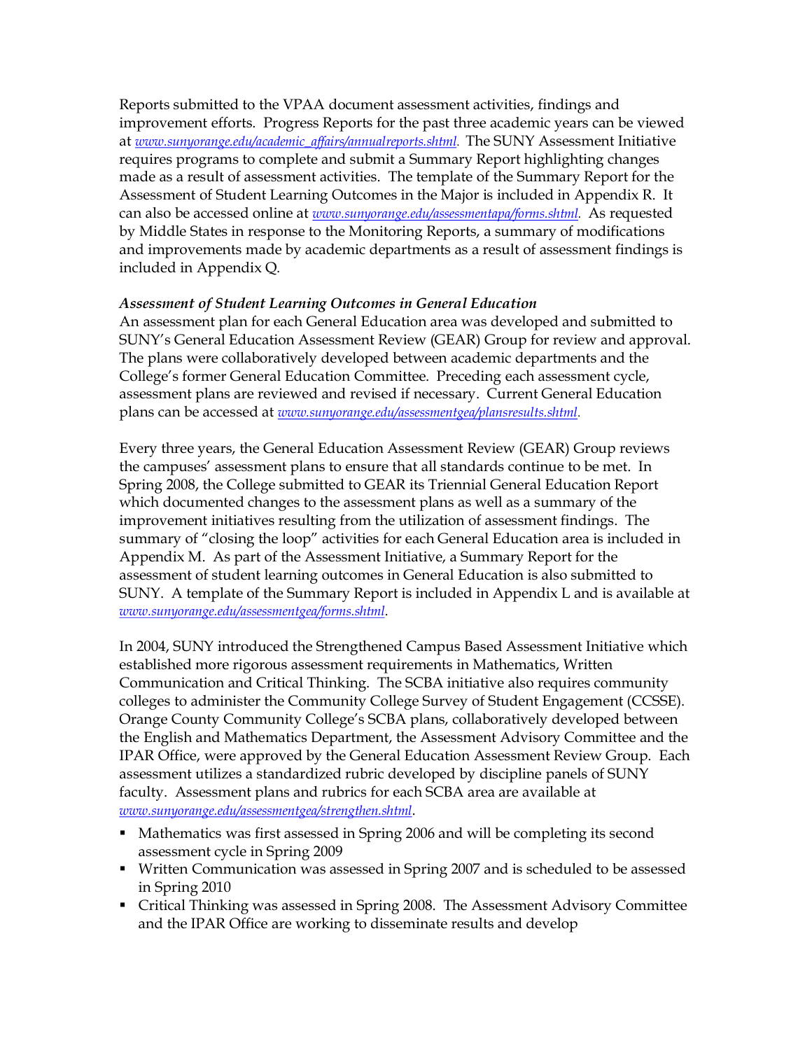Reports submitted to the VPAA document assessment activities, findings and improvement efforts. Progress Reports for the past three academic years can be viewed at www.sunyorange.edu/academic_affairs/annualreports.shtml. The SUNY Assessment Initiative requires programs to complete and submit a Summary Report highlighting changes made as a result of assessment activities. The template of the Summary Report for the Assessment of Student Learning Outcomes in the Major is included in Appendix R. It can also be accessed online at www.sunyorange.edu/assessmentapa/forms.shtml. As requested by Middle States in response to the Monitoring Reports, a summary of modifications and improvements made by academic departments as a result of assessment findings is included in Appendix Q.

***Assessment of Student Learning Outcomes in General Education***

An assessment plan for each General Education area was developed and submitted to SUNY's General Education Assessment Review (GEAR) Group for review and approval. The plans were collaboratively developed between academic departments and the College's former General Education Committee. Preceding each assessment cycle, assessment plans are reviewed and revised if necessary. Current General Education plans can be accessed at www.sunyorange.edu/assessmentgea/plansresults.shtml.

Every three years, the General Education Assessment Review (GEAR) Group reviews the campuses' assessment plans to ensure that all standards continue to be met. In Spring 2008, the College submitted to GEAR its Triennial General Education Report which documented changes to the assessment plans as well as a summary of the improvement initiatives resulting from the utilization of assessment findings. The summary of "closing the loop" activities for each General Education area is included in Appendix M. As part of the Assessment Initiative, a Summary Report for the assessment of student learning outcomes in General Education is also submitted to SUNY. A template of the Summary Report is included in Appendix L and is available at www.sunyorange.edu/assessmentgea/forms.shtml.

In 2004, SUNY introduced the Strengthened Campus Based Assessment Initiative which established more rigorous assessment requirements in Mathematics, Written Communication and Critical Thinking. The SCBA initiative also requires community colleges to administer the Community College Survey of Student Engagement (CCSSE). Orange County Community College's SCBA plans, collaboratively developed between the English and Mathematics Department, the Assessment Advisory Committee and the IPAR Office, were approved by the General Education Assessment Review Group. Each assessment utilizes a standardized rubric developed by discipline panels of SUNY faculty. Assessment plans and rubrics for each SCBA area are available at www.sunyorange.edu/assessmentgea/strengthen.shtml.

- Mathematics was first assessed in Spring 2006 and will be completing its second assessment cycle in Spring 2009
- Written Communication was assessed in Spring 2007 and is scheduled to be assessed in Spring 2010
- Critical Thinking was assessed in Spring 2008. The Assessment Advisory Committee and the IPAR Office are working to disseminate results and develop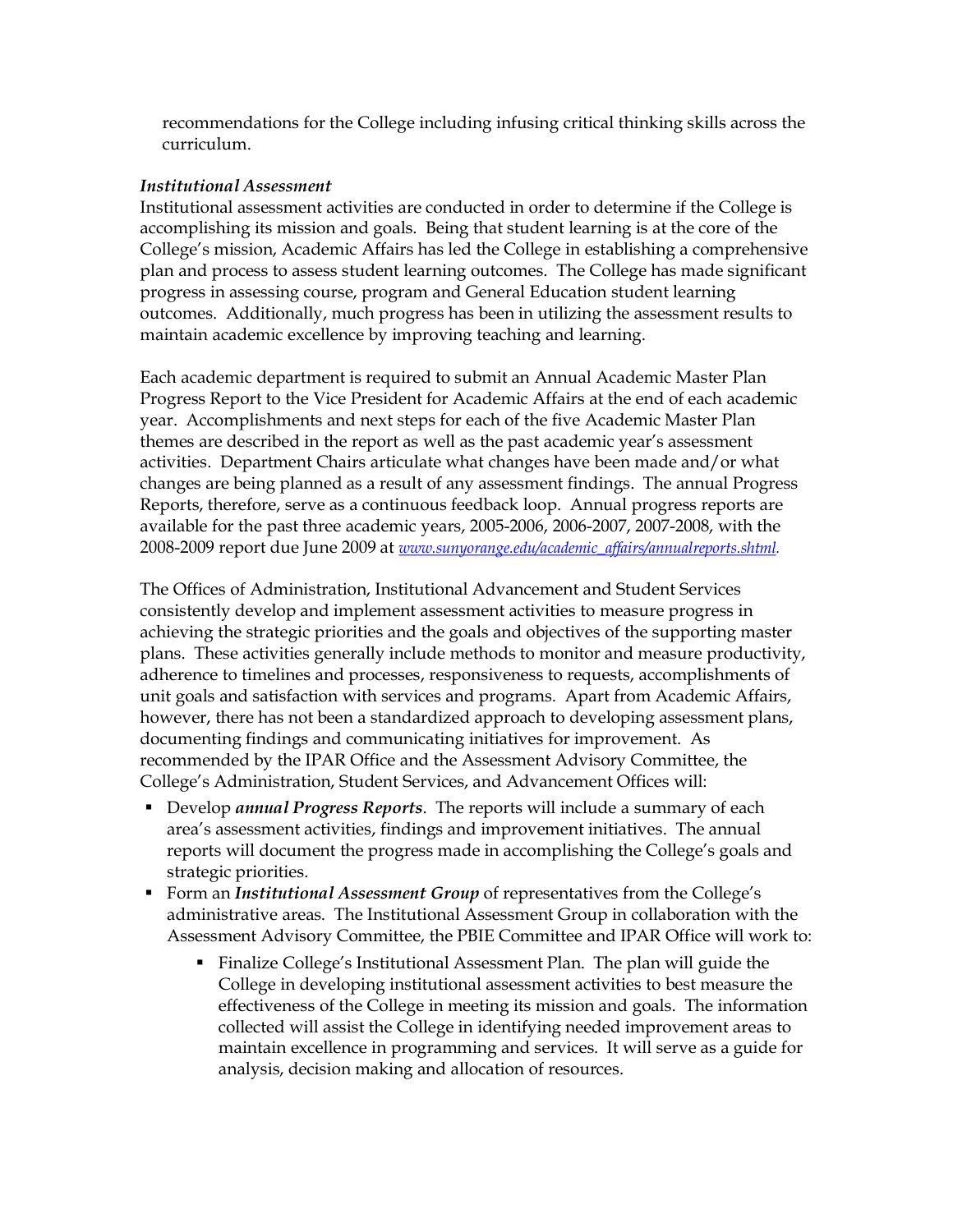recommendations for the College including infusing critical thinking skills across the curriculum.

***Institutional Assessment***

Institutional assessment activities are conducted in order to determine if the College is accomplishing its mission and goals. Being that student learning is at the core of the College's mission, Academic Affairs has led the College in establishing a comprehensive plan and process to assess student learning outcomes. The College has made significant progress in assessing course, program and General Education student learning outcomes. Additionally, much progress has been in utilizing the assessment results to maintain academic excellence by improving teaching and learning.

Each academic department is required to submit an Annual Academic Master Plan Progress Report to the Vice President for Academic Affairs at the end of each academic year. Accomplishments and next steps for each of the five Academic Master Plan themes are described in the report as well as the past academic year's assessment activities. Department Chairs articulate what changes have been made and/or what changes are being planned as a result of any assessment findings. The annual Progress Reports, therefore, serve as a continuous feedback loop. Annual progress reports are available for the past three academic years, 2005-2006, 2006-2007, 2007-2008, with the 2008-2009 report due June 2009 at www.sunyorange.edu/academic_affairs/annualreports.shtml.

The Offices of Administration, Institutional Advancement and Student Services consistently develop and implement assessment activities to measure progress in achieving the strategic priorities and the goals and objectives of the supporting master plans. These activities generally include methods to monitor and measure productivity, adherence to timelines and processes, responsiveness to requests, accomplishments of unit goals and satisfaction with services and programs. Apart from Academic Affairs, however, there has not been a standardized approach to developing assessment plans, documenting findings and communicating initiatives for improvement. As recommended by the IPAR Office and the Assessment Advisory Committee, the College's Administration, Student Services, and Advancement Offices will:

- Develop ***annual Progress Reports***. The reports will include a summary of each area's assessment activities, findings and improvement initiatives. The annual reports will document the progress made in accomplishing the College's goals and strategic priorities.
- Form an ***Institutional Assessment Group*** of representatives from the College's administrative areas. The Institutional Assessment Group in collaboration with the Assessment Advisory Committee, the PBIE Committee and IPAR Office will work to:
    - Finalize College's Institutional Assessment Plan. The plan will guide the College in developing institutional assessment activities to best measure the effectiveness of the College in meeting its mission and goals. The information collected will assist the College in identifying needed improvement areas to maintain excellence in programming and services. It will serve as a guide for analysis, decision making and allocation of resources.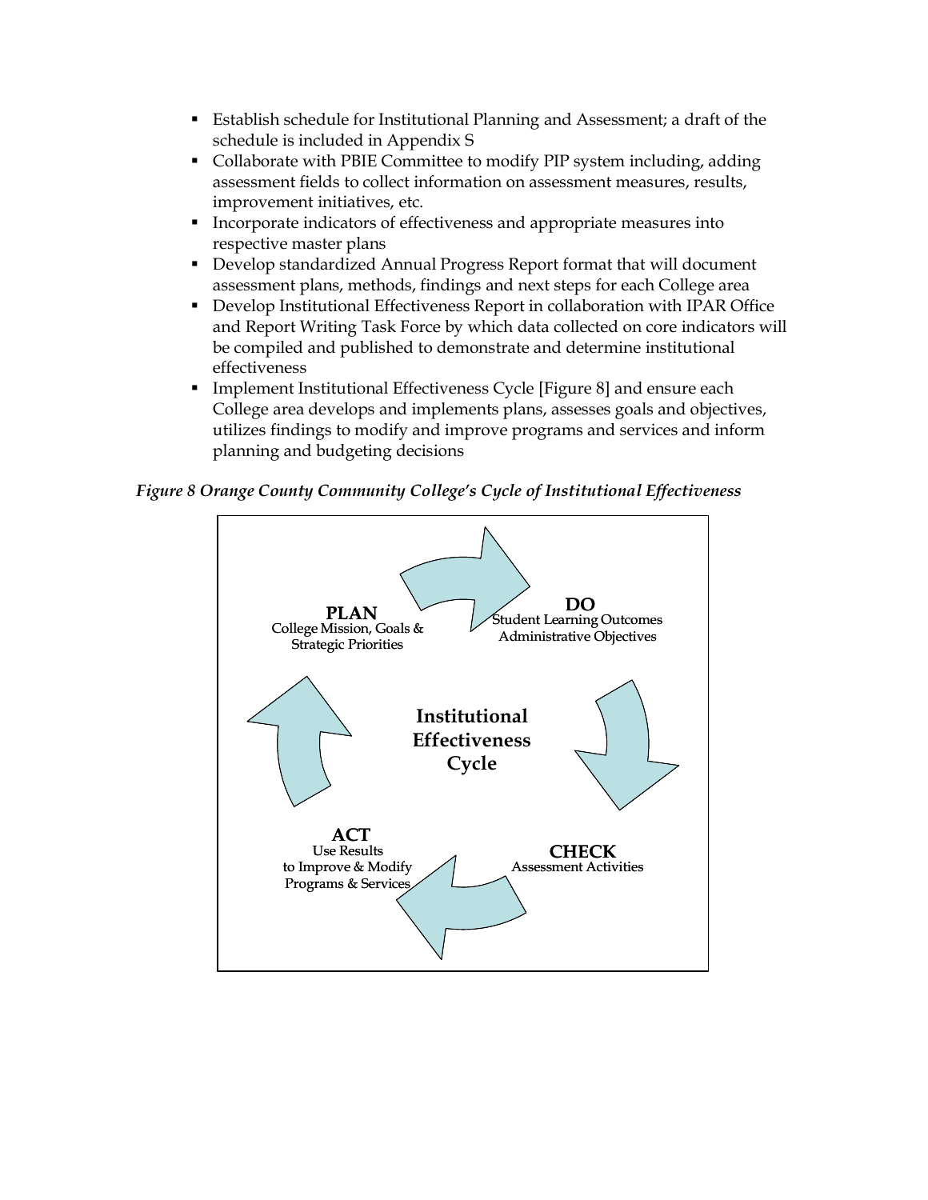- Establish schedule for Institutional Planning and Assessment; a draft of the schedule is included in Appendix S
- Collaborate with PBIE Committee to modify PIP system including, adding assessment fields to collect information on assessment measures, results, improvement initiatives, etc.
- Incorporate indicators of effectiveness and appropriate measures into respective master plans
- Develop standardized Annual Progress Report format that will document assessment plans, methods, findings and next steps for each College area
- Develop Institutional Effectiveness Report in collaboration with IPAR Office and Report Writing Task Force by which data collected on core indicators will be compiled and published to demonstrate and determine institutional effectiveness
- Implement Institutional Effectiveness Cycle [Figure 8] and ensure each College area develops and implements plans, assesses goals and objectives, utilizes findings to modify and improve programs and services and inform planning and budgeting decisions

*Figure 8 Orange County Community College's Cycle of Institutional Effectiveness*

**Institutional Effectiveness Cycle**

**PLAN**
College Mission, Goals & Strategic Priorities

**DO**
Student Learning Outcomes
Administrative Objectives

**CHECK**
Assessment Activities

**ACT**
Use Results to Improve & Modify Programs & Services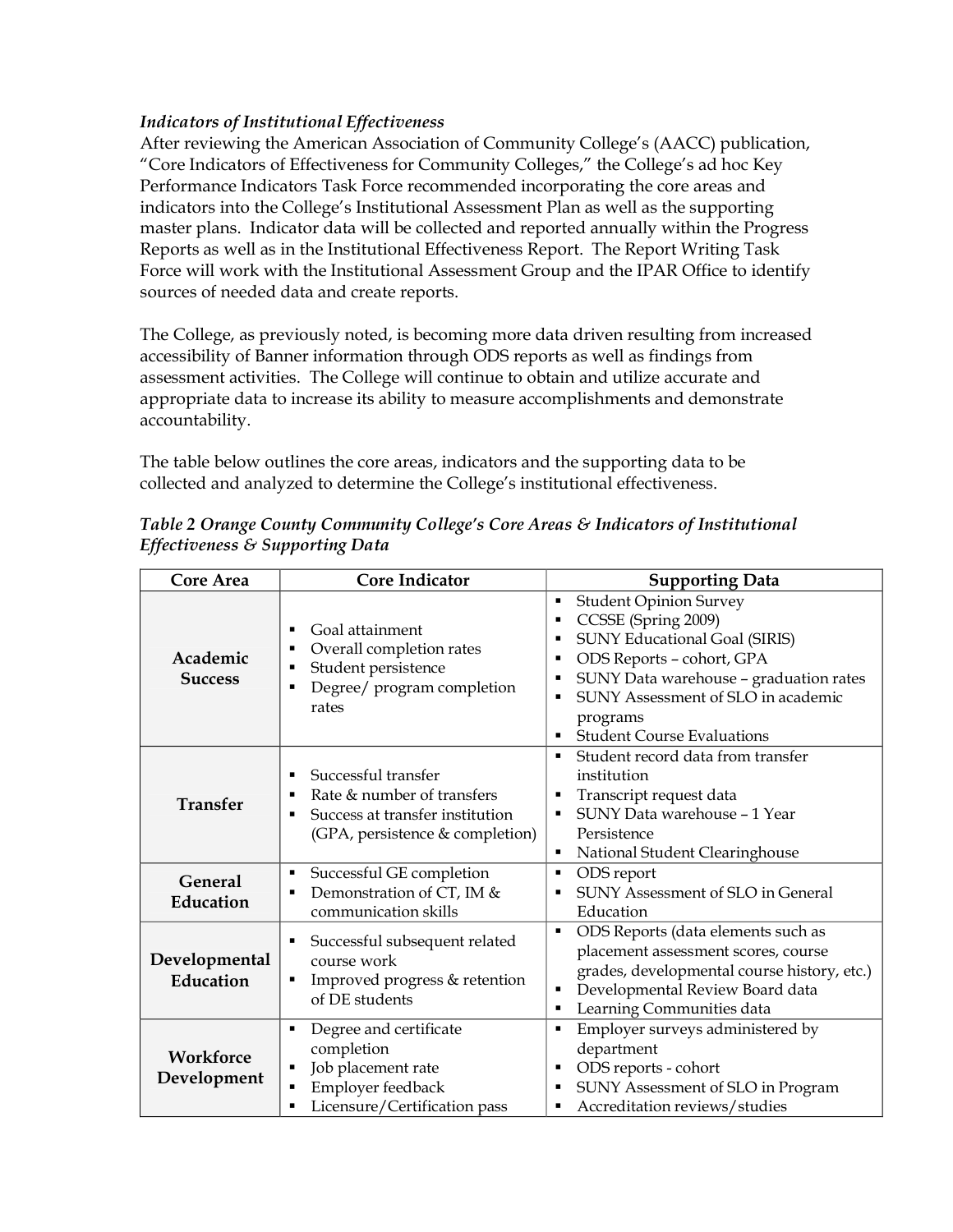*Indicators of Institutional Effectiveness*

After reviewing the American Association of Community College's (AACC) publication, "Core Indicators of Effectiveness for Community Colleges," the College's ad hoc Key Performance Indicators Task Force recommended incorporating the core areas and indicators into the College's Institutional Assessment Plan as well as the supporting master plans. Indicator data will be collected and reported annually within the Progress Reports as well as in the Institutional Effectiveness Report. The Report Writing Task Force will work with the Institutional Assessment Group and the IPAR Office to identify sources of needed data and create reports.

The College, as previously noted, is becoming more data driven resulting from increased accessibility of Banner information through ODS reports as well as findings from assessment activities. The College will continue to obtain and utilize accurate and appropriate data to increase its ability to measure accomplishments and demonstrate accountability.

The table below outlines the core areas, indicators and the supporting data to be collected and analyzed to determine the College's institutional effectiveness.

***Table 2 Orange County Community College's Core Areas & Indicators of Institutional Effectiveness & Supporting Data***

| Core Area | Core Indicator | Supporting Data |
|---|---|---|
| **Academic Success** | ▪ Goal attainment<br>▪ Overall completion rates<br>▪ Student persistence<br>▪ Degree/ program completion rates | ▪ Student Opinion Survey<br>▪ CCSSE (Spring 2009)<br>▪ SUNY Educational Goal (SIRIS)<br>▪ ODS Reports – cohort, GPA<br>▪ SUNY Data warehouse – graduation rates<br>▪ SUNY Assessment of SLO in academic programs<br>▪ Student Course Evaluations |
| **Transfer** | ▪ Successful transfer<br>▪ Rate & number of transfers<br>▪ Success at transfer institution (GPA, persistence & completion) | ▪ Student record data from transfer institution<br>▪ Transcript request data<br>▪ SUNY Data warehouse – 1 Year Persistence<br>▪ National Student Clearinghouse |
| **General Education** | ▪ Successful GE completion<br>▪ Demonstration of CT, IM & communication skills | ▪ ODS report<br>▪ SUNY Assessment of SLO in General Education |
| **Developmental Education** | ▪ Successful subsequent related course work<br>▪ Improved progress & retention of DE students | ▪ ODS Reports (data elements such as placement assessment scores, course grades, developmental course history, etc.)<br>▪ Developmental Review Board data<br>▪ Learning Communities data |
| **Workforce Development** | ▪ Degree and certificate completion<br>▪ Job placement rate<br>▪ Employer feedback<br>▪ Licensure/Certification pass | ▪ Employer surveys administered by department<br>▪ ODS reports - cohort<br>▪ SUNY Assessment of SLO in Program<br>▪ Accreditation reviews/studies |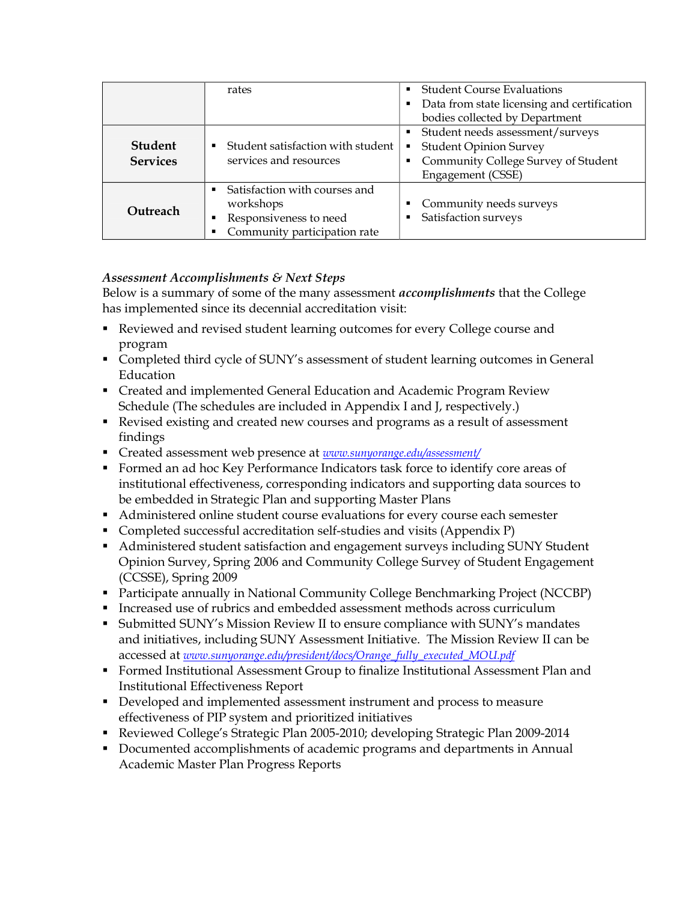| | | |
|---|---|---|
| | rates | ▪ Student Course Evaluations<br>▪ Data from state licensing and certification bodies collected by Department |
| **Student Services** | ▪ Student satisfaction with student services and resources | ▪ Student needs assessment/surveys<br>▪ Student Opinion Survey<br>▪ Community College Survey of Student Engagement (CSSE) |
| **Outreach** | ▪ Satisfaction with courses and workshops<br>▪ Responsiveness to need<br>▪ Community participation rate | ▪ Community needs surveys<br>▪ Satisfaction surveys |

*Assessment Accomplishments & Next Steps*

Below is a summary of some of the many assessment ***accomplishments*** that the College has implemented since its decennial accreditation visit:

- Reviewed and revised student learning outcomes for every College course and program
- Completed third cycle of SUNY's assessment of student learning outcomes in General Education
- Created and implemented General Education and Academic Program Review Schedule (The schedules are included in Appendix I and J, respectively.)
- Revised existing and created new courses and programs as a result of assessment findings
- Created assessment web presence at *www.sunyorange.edu/assessment/*
- Formed an ad hoc Key Performance Indicators task force to identify core areas of institutional effectiveness, corresponding indicators and supporting data sources to be embedded in Strategic Plan and supporting Master Plans
- Administered online student course evaluations for every course each semester
- Completed successful accreditation self-studies and visits (Appendix P)
- Administered student satisfaction and engagement surveys including SUNY Student Opinion Survey, Spring 2006 and Community College Survey of Student Engagement (CCSSE), Spring 2009
- Participate annually in National Community College Benchmarking Project (NCCBP)
- Increased use of rubrics and embedded assessment methods across curriculum
- Submitted SUNY's Mission Review II to ensure compliance with SUNY's mandates and initiatives, including SUNY Assessment Initiative. The Mission Review II can be accessed at *www.sunyorange.edu/president/docs/Orange_fully_executed_MOU.pdf*
- Formed Institutional Assessment Group to finalize Institutional Assessment Plan and Institutional Effectiveness Report
- Developed and implemented assessment instrument and process to measure effectiveness of PIP system and prioritized initiatives
- Reviewed College's Strategic Plan 2005-2010; developing Strategic Plan 2009-2014
- Documented accomplishments of academic programs and departments in Annual Academic Master Plan Progress Reports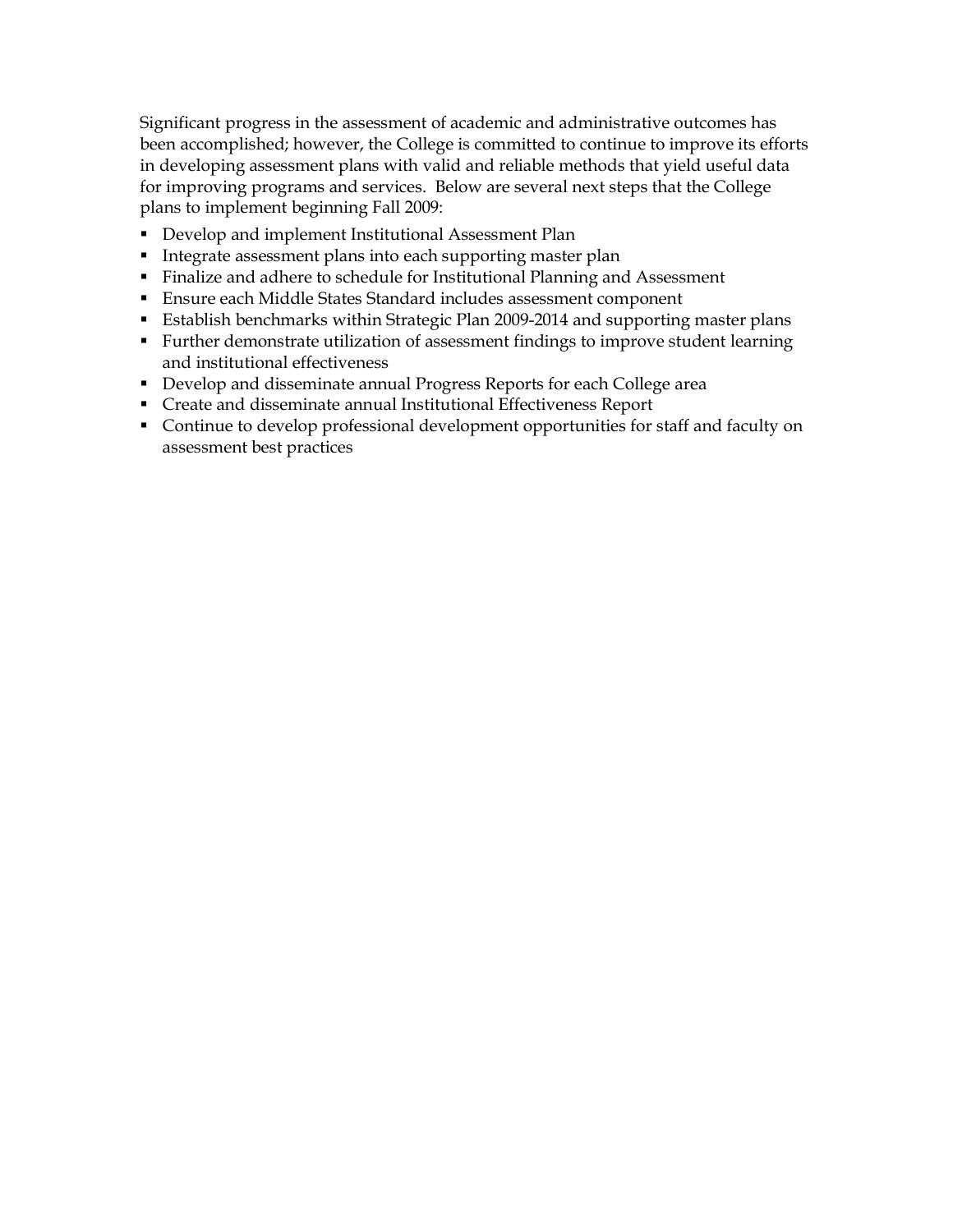Significant progress in the assessment of academic and administrative outcomes has been accomplished; however, the College is committed to continue to improve its efforts in developing assessment plans with valid and reliable methods that yield useful data for improving programs and services. Below are several next steps that the College plans to implement beginning Fall 2009:

- Develop and implement Institutional Assessment Plan
- Integrate assessment plans into each supporting master plan
- Finalize and adhere to schedule for Institutional Planning and Assessment
- Ensure each Middle States Standard includes assessment component
- Establish benchmarks within Strategic Plan 2009-2014 and supporting master plans
- Further demonstrate utilization of assessment findings to improve student learning and institutional effectiveness
- Develop and disseminate annual Progress Reports for each College area
- Create and disseminate annual Institutional Effectiveness Report
- Continue to develop professional development opportunities for staff and faculty on assessment best practices